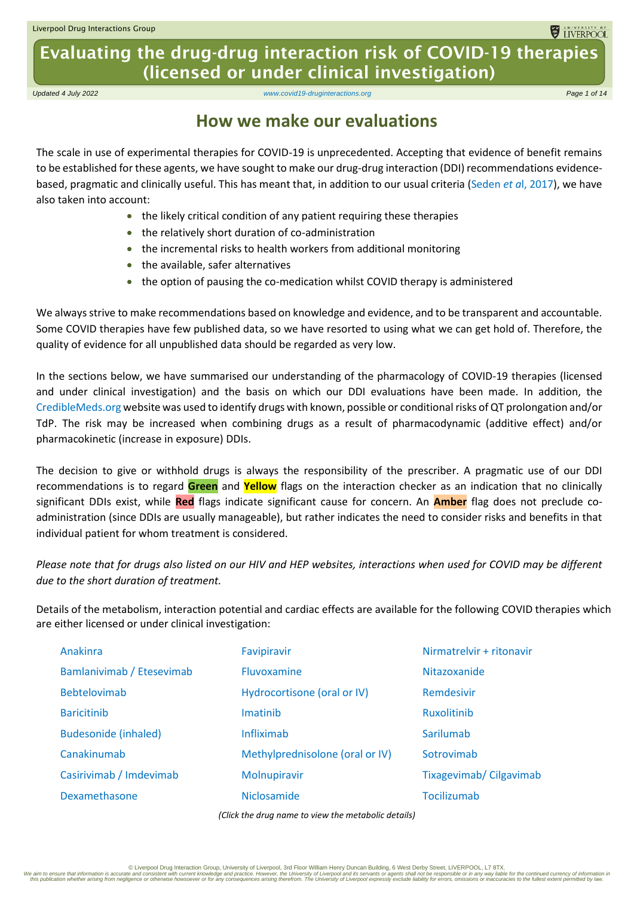# Evaluating the drug-drug interaction risk of COVID-19 therapies (licensed or under clinical investigation)

*Updated 4 July 2022* *www.covid19-druginteractions.org*

## How we make our evaluations

The scale in use of experimental therapies for COVID-19 is unprecedented. Accepting that evidence of benefit remains to be established for these agents, we have sought to make our drug-drug interaction (DDI) recommendations evidence-based, pragmatic and clinically useful. This has meant that, in addition to our usual criteria (Seden *et al*, 2017), we have also taken into account:

- the likely critical condition of any patient requiring these therapies
- the relatively short duration of co-administration
- the incremental risks to health workers from additional monitoring
- the available, safer alternatives
- the option of pausing the co-medication whilst COVID therapy is administered

We always strive to make recommendations based on knowledge and evidence, and to be transparent and accountable. Some COVID therapies have few published data, so we have resorted to using what we can get hold of. Therefore, the quality of evidence for all unpublished data should be regarded as very low.

In the sections below, we have summarised our understanding of the pharmacology of COVID-19 therapies (licensed and under clinical investigation) and the basis on which our DDI evaluations have been made. In addition, the CredibleMeds.org website was used to identify drugs with known, possible or conditional risks of QT prolongation and/or TdP. The risk may be increased when combining drugs as a result of pharmacodynamic (additive effect) and/or pharmacokinetic (increase in exposure) DDIs.

The decision to give or withhold drugs is always the responsibility of the prescriber. A pragmatic use of our DDI recommendations is to regard **Green** and **Yellow** flags on the interaction checker as an indication that no clinically significant DDIs exist, while **Red** flags indicate significant cause for concern. An **Amber** flag does not preclude co-administration (since DDIs are usually manageable), but rather indicates the need to consider risks and benefits in that individual patient for whom treatment is considered.

*Please note that for drugs also listed on our HIV and HEP websites, interactions when used for COVID may be different due to the short duration of treatment.*

Details of the metabolism, interaction potential and cardiac effects are available for the following COVID therapies which are either licensed or under clinical investigation:

- Anakinra
- Bamlanivimab / Etesevimab
- Bebtelovimab
- Baricitinib
- Budesonide (inhaled)
- Canakinumab
- Casirivimab / Imdevimab
- Dexamethasone
- Favipiravir
- Fluvoxamine
- Hydrocortisone (oral or IV)
- Imatinib
- Infliximab
- Methylprednisolone (oral or IV)
- Molnupiravir
- Niclosamide
- Nirmatrelvir + ritonavir
- Nitazoxanide
- Remdesivir
- Ruxolitinib
- Sarilumab
- Sotrovimab
- Tixagevimab/ Cilgavimab
- Tocilizumab

*(Click the drug name to view the metabolic details)*

© Liverpool Drug Interaction Group, University of Liverpool, 3rd Floor William Henry Duncan Building, 6 West Derby Street, LIVERPOOL, L7 8TX.
*We aim to ensure that information is accurate and consistent with current knowledge and practice. However, the University of Liverpool and its servants or agents shall not be responsible or in any way liable for the continued currency of information in this publication whether arising from negligence or otherwise howsoever or for any consequences arising therefrom. The University of Liverpool expressly exclude liability for errors, omissions or inaccuracies to the fullest extent permitted by law.*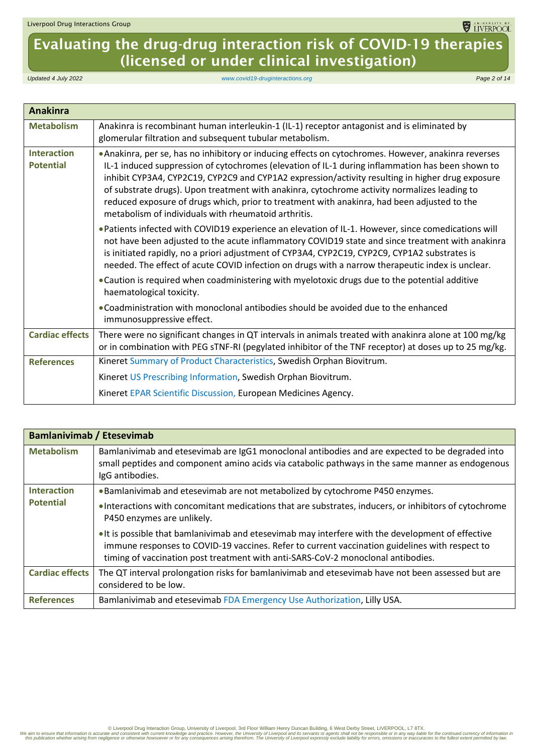| Anakinra | |
|---|---|
| **Metabolism** | Anakinra is recombinant human interleukin-1 (IL-1) receptor antagonist and is eliminated by glomerular filtration and subsequent tubular metabolism. |
| **Interaction Potential** | • Anakinra, per se, has no inhibitory or inducing effects on cytochromes. However, anakinra reverses IL-1 induced suppression of cytochromes (elevation of IL-1 during inflammation has been shown to inhibit CYP3A4, CYP2C19, CYP2C9 and CYP1A2 expression/activity resulting in higher drug exposure of substrate drugs). Upon treatment with anakinra, cytochrome activity normalizes leading to reduced exposure of drugs which, prior to treatment with anakinra, had been adjusted to the metabolism of individuals with rheumatoid arthritis.<br>• Patients infected with COVID19 experience an elevation of IL-1. However, since comedications will not have been adjusted to the acute inflammatory COVID19 state and since treatment with anakinra is initiated rapidly, no a priori adjustment of CYP3A4, CYP2C19, CYP2C9, CYP1A2 substrates is needed. The effect of acute COVID infection on drugs with a narrow therapeutic index is unclear.<br>• Caution is required when coadministering with myelotoxic drugs due to the potential additive haematological toxicity.<br>• Coadministration with monoclonal antibodies should be avoided due to the enhanced immunosuppressive effect. |
| **Cardiac effects** | There were no significant changes in QT intervals in animals treated with anakinra alone at 100 mg/kg or in combination with PEG sTNF-RI (pegylated inhibitor of the TNF receptor) at doses up to 25 mg/kg. |
| **References** | Kineret Summary of Product Characteristics, Swedish Orphan Biovitrum.<br>Kineret US Prescribing Information, Swedish Orphan Biovitrum.<br>Kineret EPAR Scientific Discussion, European Medicines Agency. |

| Bamlanivimab / Etesevimab | |
|---|---|
| **Metabolism** | Bamlanivimab and etesevimab are IgG1 monoclonal antibodies and are expected to be degraded into small peptides and component amino acids via catabolic pathways in the same manner as endogenous IgG antibodies. |
| **Interaction Potential** | • Bamlanivimab and etesevimab are not metabolized by cytochrome P450 enzymes.<br>• Interactions with concomitant medications that are substrates, inducers, or inhibitors of cytochrome P450 enzymes are unlikely.<br>• It is possible that bamlanivimab and etesevimab may interfere with the development of effective immune responses to COVID-19 vaccines. Refer to current vaccination guidelines with respect to timing of vaccination post treatment with anti-SARS-CoV-2 monoclonal antibodies. |
| **Cardiac effects** | The QT interval prolongation risks for bamlanivimab and etesevimab have not been assessed but are considered to be low. |
| **References** | Bamlanivimab and etesevimab FDA Emergency Use Authorization, Lilly USA. |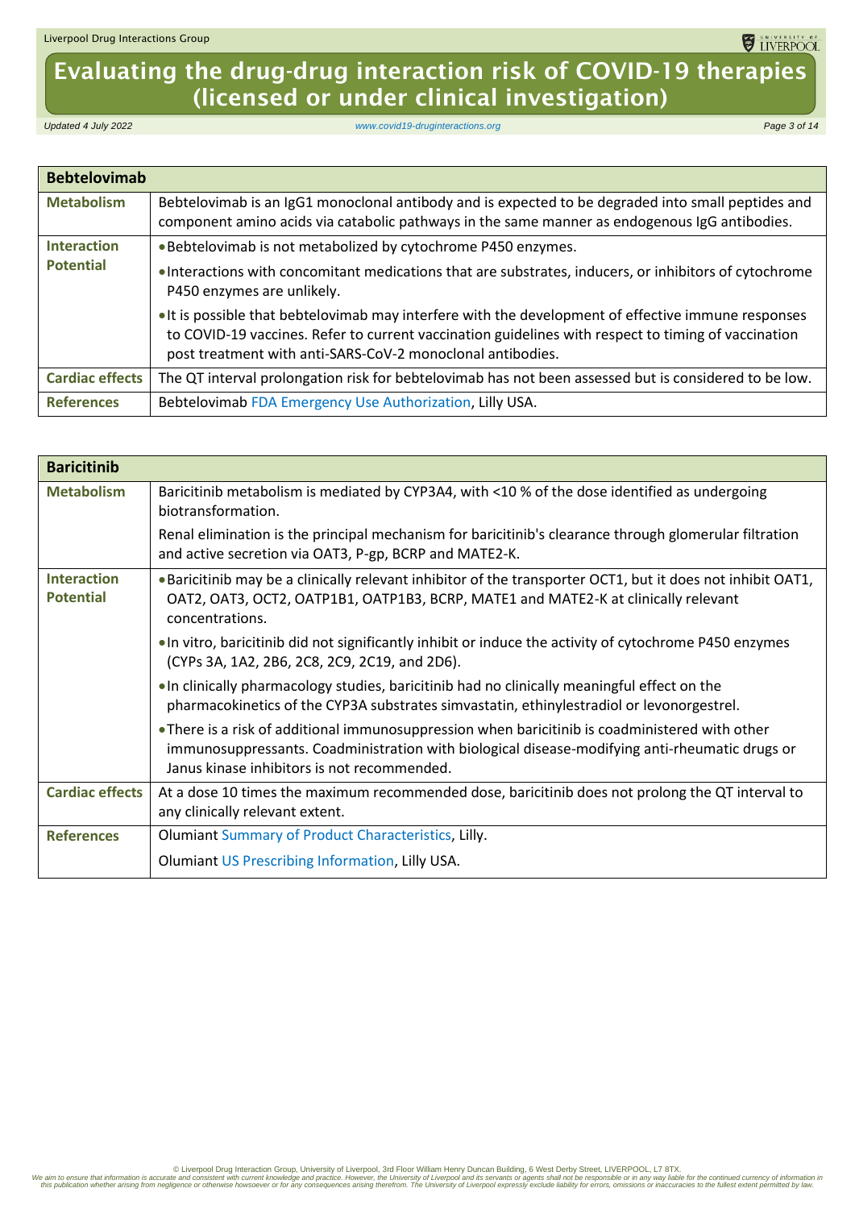| Bebtelovimab | |
|---|---|
| **Metabolism** | Bebtelovimab is an IgG1 monoclonal antibody and is expected to be degraded into small peptides and component amino acids via catabolic pathways in the same manner as endogenous IgG antibodies. |
| **Interaction Potential** | • Bebtelovimab is not metabolized by cytochrome P450 enzymes.<br>• Interactions with concomitant medications that are substrates, inducers, or inhibitors of cytochrome P450 enzymes are unlikely.<br>• It is possible that bebtelovimab may interfere with the development of effective immune responses to COVID-19 vaccines. Refer to current vaccination guidelines with respect to timing of vaccination post treatment with anti-SARS-CoV-2 monoclonal antibodies. |
| **Cardiac effects** | The QT interval prolongation risk for bebtelovimab has not been assessed but is considered to be low. |
| **References** | Bebtelovimab FDA Emergency Use Authorization, Lilly USA. |

| Baricitinib | |
|---|---|
| **Metabolism** | Baricitinib metabolism is mediated by CYP3A4, with <10 % of the dose identified as undergoing biotransformation.<br>Renal elimination is the principal mechanism for baricitinib's clearance through glomerular filtration and active secretion via OAT3, P-gp, BCRP and MATE2-K. |
| **Interaction Potential** | • Baricitinib may be a clinically relevant inhibitor of the transporter OCT1, but it does not inhibit OAT1, OAT2, OAT3, OCT2, OATP1B1, OATP1B3, BCRP, MATE1 and MATE2-K at clinically relevant concentrations.<br>• In vitro, baricitinib did not significantly inhibit or induce the activity of cytochrome P450 enzymes (CYPs 3A, 1A2, 2B6, 2C8, 2C9, 2C19, and 2D6).<br>• In clinically pharmacology studies, baricitinib had no clinically meaningful effect on the pharmacokinetics of the CYP3A substrates simvastatin, ethinylestradiol or levonorgestrel.<br>• There is a risk of additional immunosuppression when baricitinib is coadministered with other immunosuppressants. Coadministration with biological disease-modifying anti-rheumatic drugs or Janus kinase inhibitors is not recommended. |
| **Cardiac effects** | At a dose 10 times the maximum recommended dose, baricitinib does not prolong the QT interval to any clinically relevant extent. |
| **References** | Olumiant Summary of Product Characteristics, Lilly.<br>Olumiant US Prescribing Information, Lilly USA. |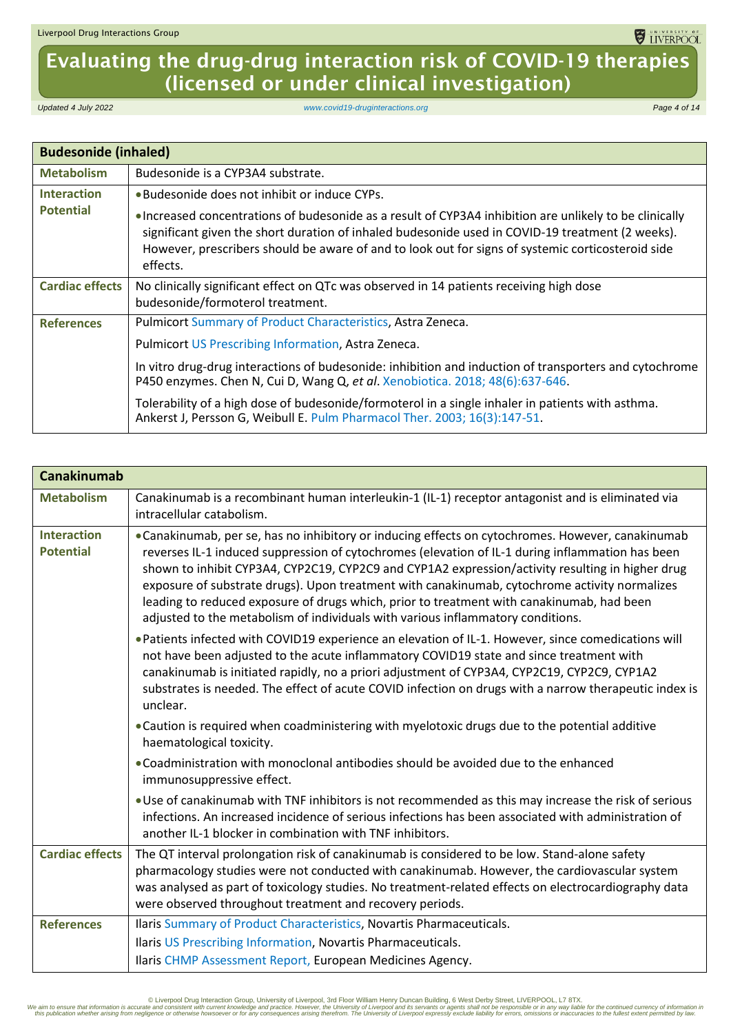| Budesonide (inhaled) | |
|---|---|
| **Metabolism** | Budesonide is a CYP3A4 substrate. |
| **Interaction Potential** | • Budesonide does not inhibit or induce CYPs.<br>• Increased concentrations of budesonide as a result of CYP3A4 inhibition are unlikely to be clinically significant given the short duration of inhaled budesonide used in COVID-19 treatment (2 weeks). However, prescribers should be aware of and to look out for signs of systemic corticosteroid side effects. |
| **Cardiac effects** | No clinically significant effect on QTc was observed in 14 patients receiving high dose budesonide/formoterol treatment. |
| **References** | Pulmicort Summary of Product Characteristics, Astra Zeneca.<br>Pulmicort US Prescribing Information, Astra Zeneca.<br>In vitro drug-drug interactions of budesonide: inhibition and induction of transporters and cytochrome P450 enzymes. Chen N, Cui D, Wang Q, *et al*. Xenobiotica. 2018; 48(6):637-646.<br>Tolerability of a high dose of budesonide/formoterol in a single inhaler in patients with asthma. Ankerst J, Persson G, Weibull E. Pulm Pharmacol Ther. 2003; 16(3):147-51. |

| Canakinumab | |
|---|---|
| **Metabolism** | Canakinumab is a recombinant human interleukin-1 (IL-1) receptor antagonist and is eliminated via intracellular catabolism. |
| **Interaction Potential** | • Canakinumab, per se, has no inhibitory or inducing effects on cytochromes. However, canakinumab reverses IL-1 induced suppression of cytochromes (elevation of IL-1 during inflammation has been shown to inhibit CYP3A4, CYP2C19, CYP2C9 and CYP1A2 expression/activity resulting in higher drug exposure of substrate drugs). Upon treatment with canakinumab, cytochrome activity normalizes leading to reduced exposure of drugs which, prior to treatment with canakinumab, had been adjusted to the metabolism of individuals with various inflammatory conditions.<br>• Patients infected with COVID19 experience an elevation of IL-1. However, since comedications will not have been adjusted to the acute inflammatory COVID19 state and since treatment with canakinumab is initiated rapidly, no a priori adjustment of CYP3A4, CYP2C19, CYP2C9, CYP1A2 substrates is needed. The effect of acute COVID infection on drugs with a narrow therapeutic index is unclear.<br>• Caution is required when coadministering with myelotoxic drugs due to the potential additive haematological toxicity.<br>• Coadministration with monoclonal antibodies should be avoided due to the enhanced immunosuppressive effect.<br>• Use of canakinumab with TNF inhibitors is not recommended as this may increase the risk of serious infections. An increased incidence of serious infections has been associated with administration of another IL-1 blocker in combination with TNF inhibitors. |
| **Cardiac effects** | The QT interval prolongation risk of canakinumab is considered to be low. Stand-alone safety pharmacology studies were not conducted with canakinumab. However, the cardiovascular system was analysed as part of toxicology studies. No treatment-related effects on electrocardiography data were observed throughout treatment and recovery periods. |
| **References** | Ilaris Summary of Product Characteristics, Novartis Pharmaceuticals.<br>Ilaris US Prescribing Information, Novartis Pharmaceuticals.<br>Ilaris CHMP Assessment Report, European Medicines Agency. |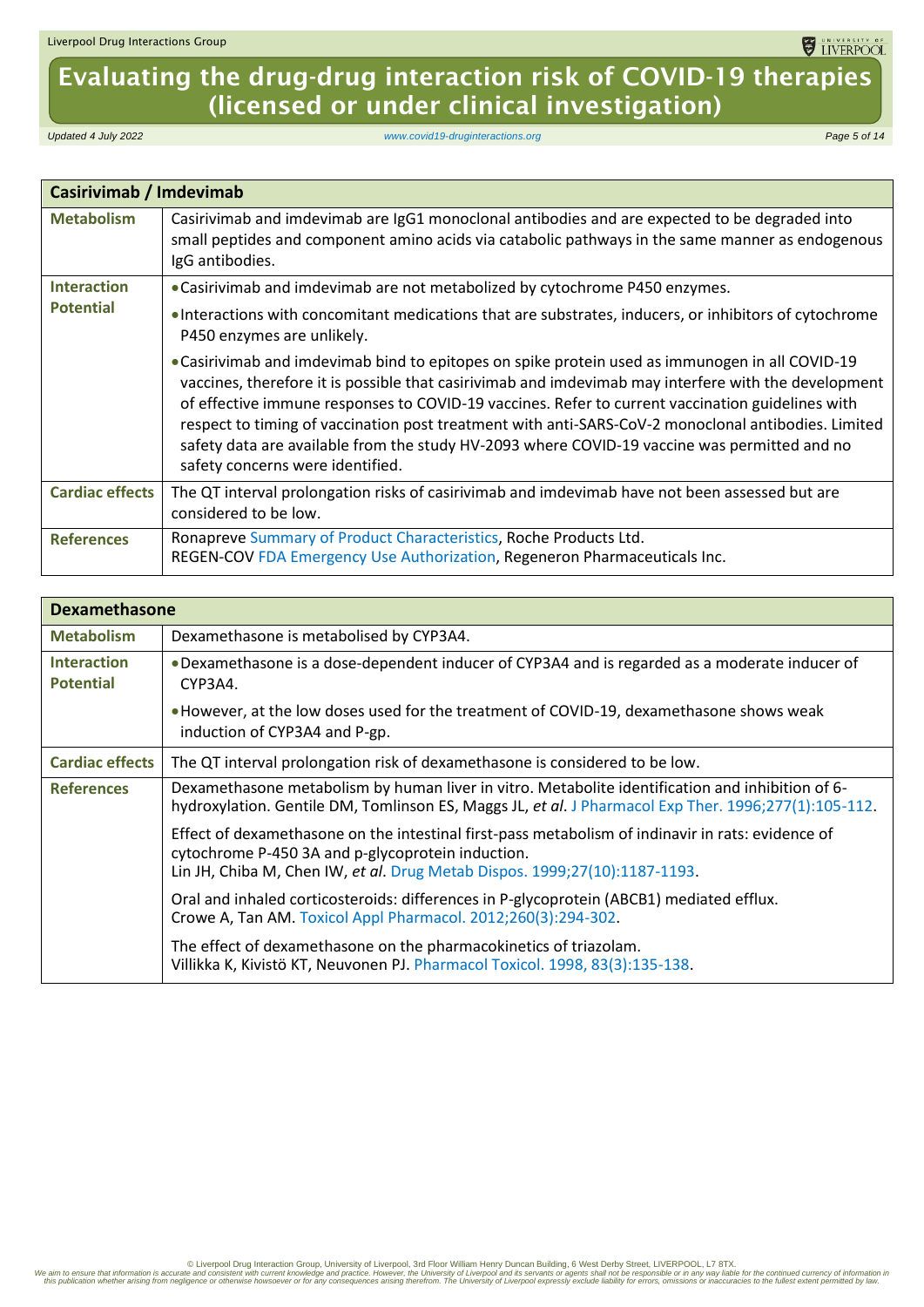| Casirivimab / Imdevimab | |
|---|---|
| **Metabolism** | Casirivimab and imdevimab are IgG1 monoclonal antibodies and are expected to be degraded into small peptides and component amino acids via catabolic pathways in the same manner as endogenous IgG antibodies. |
| **Interaction Potential** | • Casirivimab and imdevimab are not metabolized by cytochrome P450 enzymes.<br>• Interactions with concomitant medications that are substrates, inducers, or inhibitors of cytochrome P450 enzymes are unlikely.<br>• Casirivimab and imdevimab bind to epitopes on spike protein used as immunogen in all COVID-19 vaccines, therefore it is possible that casirivimab and imdevimab may interfere with the development of effective immune responses to COVID-19 vaccines. Refer to current vaccination guidelines with respect to timing of vaccination post treatment with anti-SARS-CoV-2 monoclonal antibodies. Limited safety data are available from the study HV-2093 where COVID-19 vaccine was permitted and no safety concerns were identified. |
| **Cardiac effects** | The QT interval prolongation risks of casirivimab and imdevimab have not been assessed but are considered to be low. |
| **References** | Ronapreve Summary of Product Characteristics, Roche Products Ltd.<br>REGEN-COV FDA Emergency Use Authorization, Regeneron Pharmaceuticals Inc. |

| Dexamethasone | |
|---|---|
| **Metabolism** | Dexamethasone is metabolised by CYP3A4. |
| **Interaction Potential** | • Dexamethasone is a dose-dependent inducer of CYP3A4 and is regarded as a moderate inducer of CYP3A4.<br>• However, at the low doses used for the treatment of COVID-19, dexamethasone shows weak induction of CYP3A4 and P-gp. |
| **Cardiac effects** | The QT interval prolongation risk of dexamethasone is considered to be low. |
| **References** | Dexamethasone metabolism by human liver in vitro. Metabolite identification and inhibition of 6-hydroxylation. Gentile DM, Tomlinson ES, Maggs JL, *et al*. J Pharmacol Exp Ther. 1996;277(1):105-112.<br><br>Effect of dexamethasone on the intestinal first-pass metabolism of indinavir in rats: evidence of cytochrome P-450 3A and p-glycoprotein induction.<br>Lin JH, Chiba M, Chen IW, *et al*. Drug Metab Dispos. 1999;27(10):1187-1193.<br><br>Oral and inhaled corticosteroids: differences in P-glycoprotein (ABCB1) mediated efflux.<br>Crowe A, Tan AM. Toxicol Appl Pharmacol. 2012;260(3):294-302.<br><br>The effect of dexamethasone on the pharmacokinetics of triazolam.<br>Villikka K, Kivistö KT, Neuvonen PJ. Pharmacol Toxicol. 1998, 83(3):135-138. |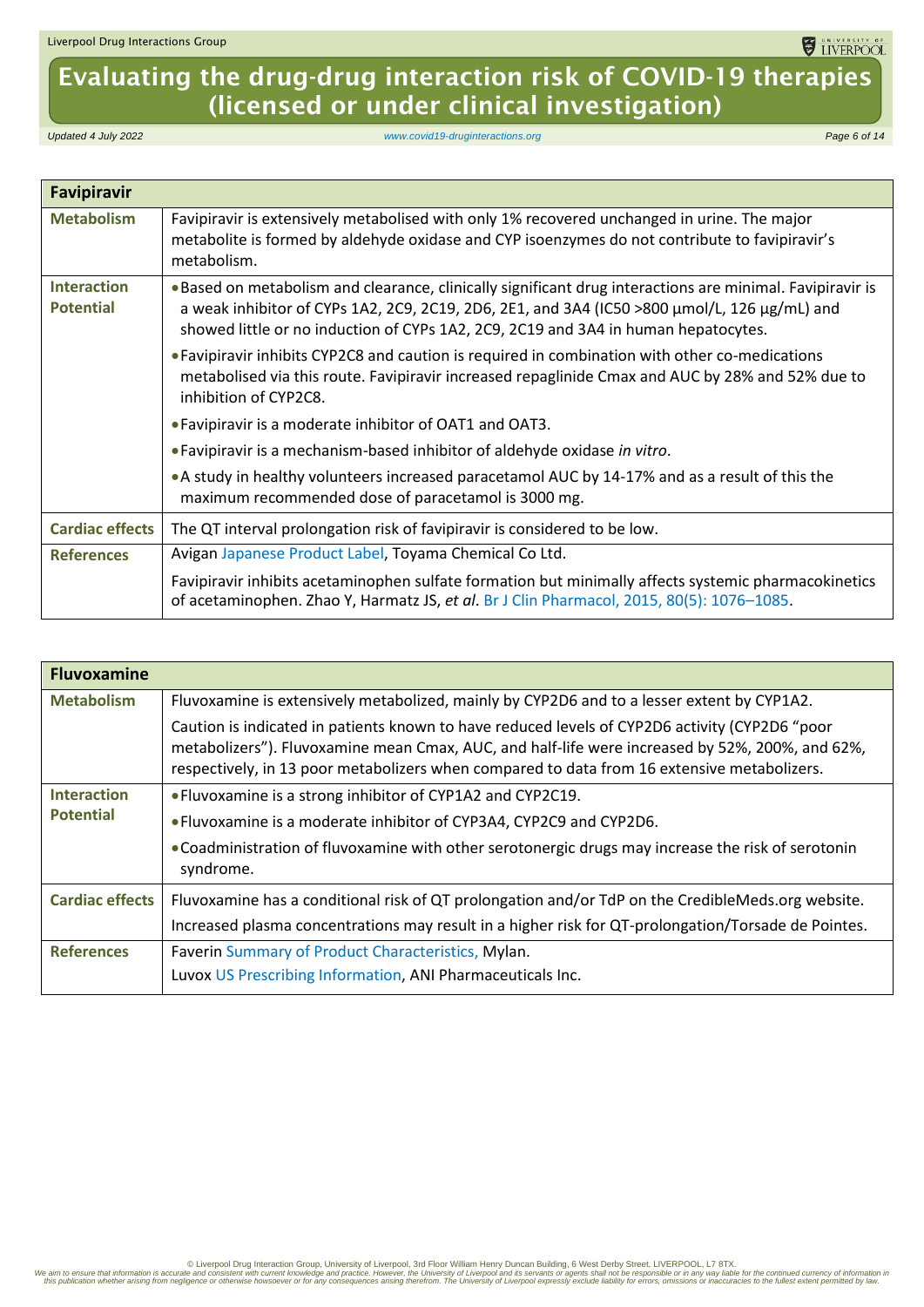| **Favipiravir** | |
|---|---|
| **Metabolism** | Favipiravir is extensively metabolised with only 1% recovered unchanged in urine. The major metabolite is formed by aldehyde oxidase and CYP isoenzymes do not contribute to favipiravir's metabolism. |
| **Interaction Potential** | • Based on metabolism and clearance, clinically significant drug interactions are minimal. Favipiravir is a weak inhibitor of CYPs 1A2, 2C9, 2C19, 2D6, 2E1, and 3A4 (IC50 >800 µmol/L, 126 µg/mL) and showed little or no induction of CYPs 1A2, 2C9, 2C19 and 3A4 in human hepatocytes.<br>• Favipiravir inhibits CYP2C8 and caution is required in combination with other co-medications metabolised via this route. Favipiravir increased repaglinide Cmax and AUC by 28% and 52% due to inhibition of CYP2C8.<br>• Favipiravir is a moderate inhibitor of OAT1 and OAT3.<br>• Favipiravir is a mechanism-based inhibitor of aldehyde oxidase *in vitro*.<br>• A study in healthy volunteers increased paracetamol AUC by 14-17% and as a result of this the maximum recommended dose of paracetamol is 3000 mg. |
| **Cardiac effects** | The QT interval prolongation risk of favipiravir is considered to be low. |
| **References** | Avigan Japanese Product Label, Toyama Chemical Co Ltd.<br>Favipiravir inhibits acetaminophen sulfate formation but minimally affects systemic pharmacokinetics of acetaminophen. Zhao Y, Harmatz JS, *et al*. Br J Clin Pharmacol, 2015, 80(5): 1076–1085. |

| **Fluvoxamine** | |
|---|---|
| **Metabolism** | Fluvoxamine is extensively metabolized, mainly by CYP2D6 and to a lesser extent by CYP1A2.<br>Caution is indicated in patients known to have reduced levels of CYP2D6 activity (CYP2D6 "poor metabolizers"). Fluvoxamine mean Cmax, AUC, and half-life were increased by 52%, 200%, and 62%, respectively, in 13 poor metabolizers when compared to data from 16 extensive metabolizers. |
| **Interaction Potential** | • Fluvoxamine is a strong inhibitor of CYP1A2 and CYP2C19.<br>• Fluvoxamine is a moderate inhibitor of CYP3A4, CYP2C9 and CYP2D6.<br>• Coadministration of fluvoxamine with other serotonergic drugs may increase the risk of serotonin syndrome. |
| **Cardiac effects** | Fluvoxamine has a conditional risk of QT prolongation and/or TdP on the CredibleMeds.org website.<br>Increased plasma concentrations may result in a higher risk for QT-prolongation/Torsade de Pointes. |
| **References** | Faverin Summary of Product Characteristics, Mylan.<br>Luvox US Prescribing Information, ANI Pharmaceuticals Inc. |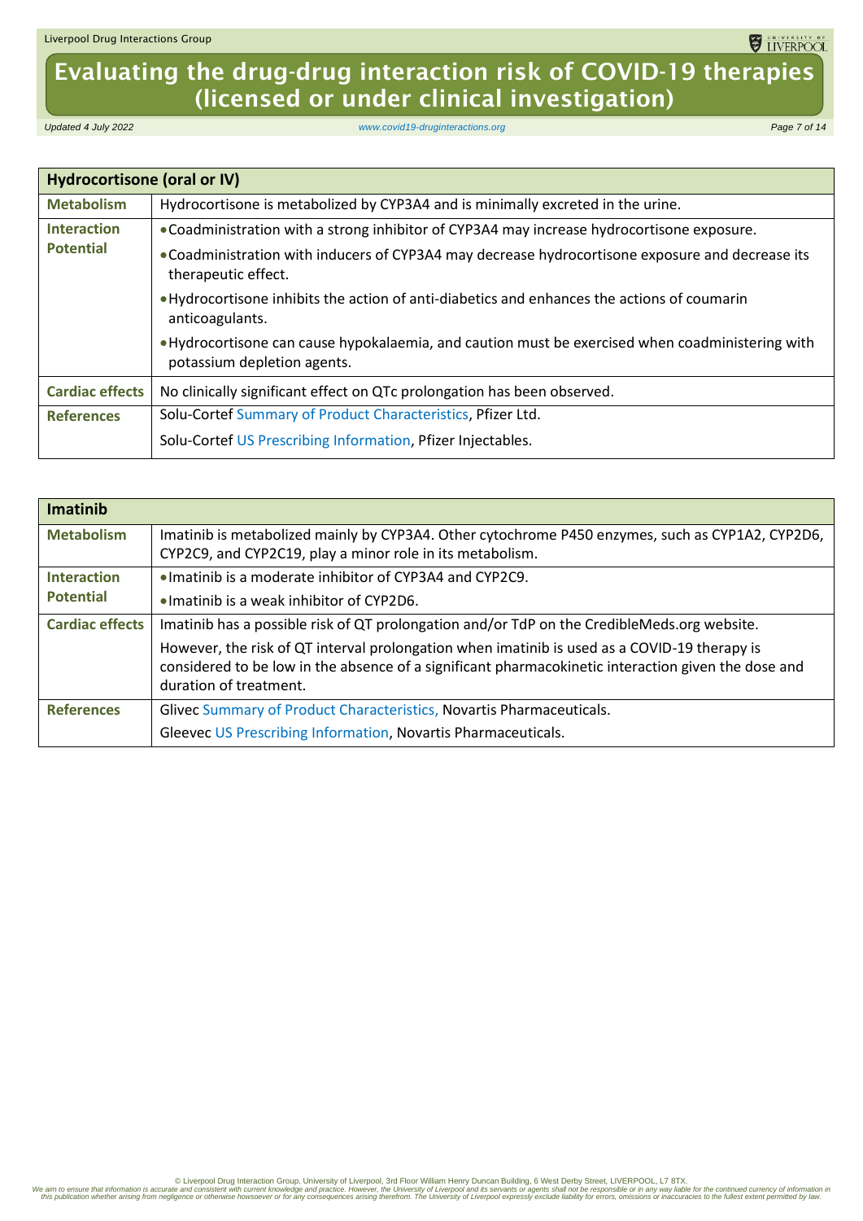| Hydrocortisone (oral or IV) | |
|---|---|
| **Metabolism** | Hydrocortisone is metabolized by CYP3A4 and is minimally excreted in the urine. |
| **Interaction Potential** | • Coadministration with a strong inhibitor of CYP3A4 may increase hydrocortisone exposure.<br>• Coadministration with inducers of CYP3A4 may decrease hydrocortisone exposure and decrease its therapeutic effect.<br>• Hydrocortisone inhibits the action of anti-diabetics and enhances the actions of coumarin anticoagulants.<br>• Hydrocortisone can cause hypokalaemia, and caution must be exercised when coadministering with potassium depletion agents. |
| **Cardiac effects** | No clinically significant effect on QTc prolongation has been observed. |
| **References** | Solu-Cortef Summary of Product Characteristics, Pfizer Ltd.<br>Solu-Cortef US Prescribing Information, Pfizer Injectables. |

| Imatinib | |
|---|---|
| **Metabolism** | Imatinib is metabolized mainly by CYP3A4. Other cytochrome P450 enzymes, such as CYP1A2, CYP2D6, CYP2C9, and CYP2C19, play a minor role in its metabolism. |
| **Interaction Potential** | • Imatinib is a moderate inhibitor of CYP3A4 and CYP2C9.<br>• Imatinib is a weak inhibitor of CYP2D6. |
| **Cardiac effects** | Imatinib has a possible risk of QT prolongation and/or TdP on the CredibleMeds.org website.<br>However, the risk of QT interval prolongation when imatinib is used as a COVID-19 therapy is considered to be low in the absence of a significant pharmacokinetic interaction given the dose and duration of treatment. |
| **References** | Glivec Summary of Product Characteristics, Novartis Pharmaceuticals.<br>Gleevec US Prescribing Information, Novartis Pharmaceuticals. |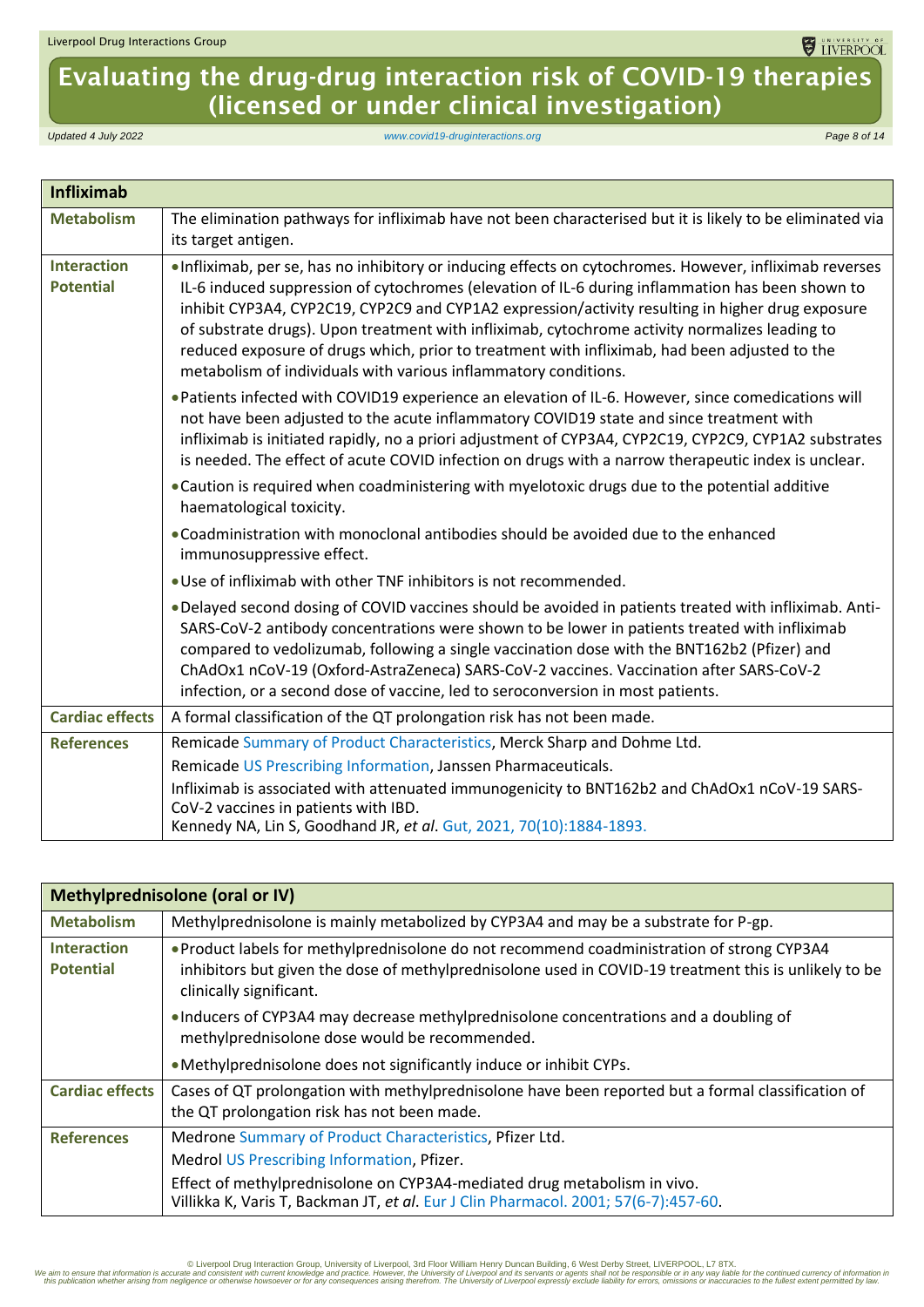| Infliximab | |
|---|---|
| **Metabolism** | The elimination pathways for infliximab have not been characterised but it is likely to be eliminated via its target antigen. |
| **Interaction Potential** | • Infliximab, per se, has no inhibitory or inducing effects on cytochromes. However, infliximab reverses IL-6 induced suppression of cytochromes (elevation of IL-6 during inflammation has been shown to inhibit CYP3A4, CYP2C19, CYP2C9 and CYP1A2 expression/activity resulting in higher drug exposure of substrate drugs). Upon treatment with infliximab, cytochrome activity normalizes leading to reduced exposure of drugs which, prior to treatment with infliximab, had been adjusted to the metabolism of individuals with various inflammatory conditions.<br>• Patients infected with COVID19 experience an elevation of IL-6. However, since comedications will not have been adjusted to the acute inflammatory COVID19 state and since treatment with infliximab is initiated rapidly, no a priori adjustment of CYP3A4, CYP2C19, CYP2C9, CYP1A2 substrates is needed. The effect of acute COVID infection on drugs with a narrow therapeutic index is unclear.<br>• Caution is required when coadministering with myelotoxic drugs due to the potential additive haematological toxicity.<br>• Coadministration with monoclonal antibodies should be avoided due to the enhanced immunosuppressive effect.<br>• Use of infliximab with other TNF inhibitors is not recommended.<br>• Delayed second dosing of COVID vaccines should be avoided in patients treated with infliximab. Anti-SARS-CoV-2 antibody concentrations were shown to be lower in patients treated with infliximab compared to vedolizumab, following a single vaccination dose with the BNT162b2 (Pfizer) and ChAdOx1 nCoV-19 (Oxford-AstraZeneca) SARS-CoV-2 vaccines. Vaccination after SARS-CoV-2 infection, or a second dose of vaccine, led to seroconversion in most patients. |
| **Cardiac effects** | A formal classification of the QT prolongation risk has not been made. |
| **References** | Remicade Summary of Product Characteristics, Merck Sharp and Dohme Ltd.<br>Remicade US Prescribing Information, Janssen Pharmaceuticals.<br>Infliximab is associated with attenuated immunogenicity to BNT162b2 and ChAdOx1 nCoV-19 SARS-CoV-2 vaccines in patients with IBD.<br>Kennedy NA, Lin S, Goodhand JR, *et al*. Gut, 2021, 70(10):1884-1893. |

| Methylprednisolone (oral or IV) | |
|---|---|
| **Metabolism** | Methylprednisolone is mainly metabolized by CYP3A4 and may be a substrate for P-gp. |
| **Interaction Potential** | • Product labels for methylprednisolone do not recommend coadministration of strong CYP3A4 inhibitors but given the dose of methylprednisolone used in COVID-19 treatment this is unlikely to be clinically significant.<br>• Inducers of CYP3A4 may decrease methylprednisolone concentrations and a doubling of methylprednisolone dose would be recommended.<br>• Methylprednisolone does not significantly induce or inhibit CYPs. |
| **Cardiac effects** | Cases of QT prolongation with methylprednisolone have been reported but a formal classification of the QT prolongation risk has not been made. |
| **References** | Medrone Summary of Product Characteristics, Pfizer Ltd.<br>Medrol US Prescribing Information, Pfizer.<br>Effect of methylprednisolone on CYP3A4-mediated drug metabolism in vivo.<br>Villikka K, Varis T, Backman JT, *et al*. Eur J Clin Pharmacol. 2001; 57(6-7):457-60. |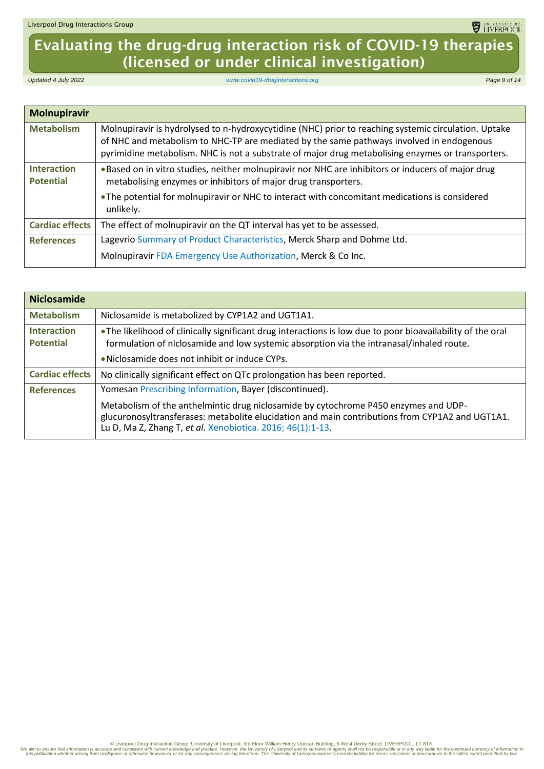| Molnupiravir | |
|---|---|
| **Metabolism** | Molnupiravir is hydrolysed to n-hydroxycytidine (NHC) prior to reaching systemic circulation. Uptake of NHC and metabolism to NHC-TP are mediated by the same pathways involved in endogenous pyrimidine metabolism. NHC is not a substrate of major drug metabolising enzymes or transporters. |
| **Interaction Potential** | • Based on in vitro studies, neither molnupiravir nor NHC are inhibitors or inducers of major drug metabolising enzymes or inhibitors of major drug transporters.<br>• The potential for molnupiravir or NHC to interact with concomitant medications is considered unlikely. |
| **Cardiac effects** | The effect of molnupiravir on the QT interval has yet to be assessed. |
| **References** | Lagevrio Summary of Product Characteristics, Merck Sharp and Dohme Ltd.<br>Molnupiravir FDA Emergency Use Authorization, Merck & Co Inc. |

| Niclosamide | |
|---|---|
| **Metabolism** | Niclosamide is metabolized by CYP1A2 and UGT1A1. |
| **Interaction Potential** | • The likelihood of clinically significant drug interactions is low due to poor bioavailability of the oral formulation of niclosamide and low systemic absorption via the intranasal/inhaled route.<br>• Niclosamide does not inhibit or induce CYPs. |
| **Cardiac effects** | No clinically significant effect on QTc prolongation has been reported. |
| **References** | Yomesan Prescribing Information, Bayer (discontinued).<br>Metabolism of the anthelmintic drug niclosamide by cytochrome P450 enzymes and UDP-glucuronosyltransferases: metabolite elucidation and main contributions from CYP1A2 and UGT1A1. Lu D, Ma Z, Zhang T, *et al*. Xenobiotica. 2016; 46(1):1-13. |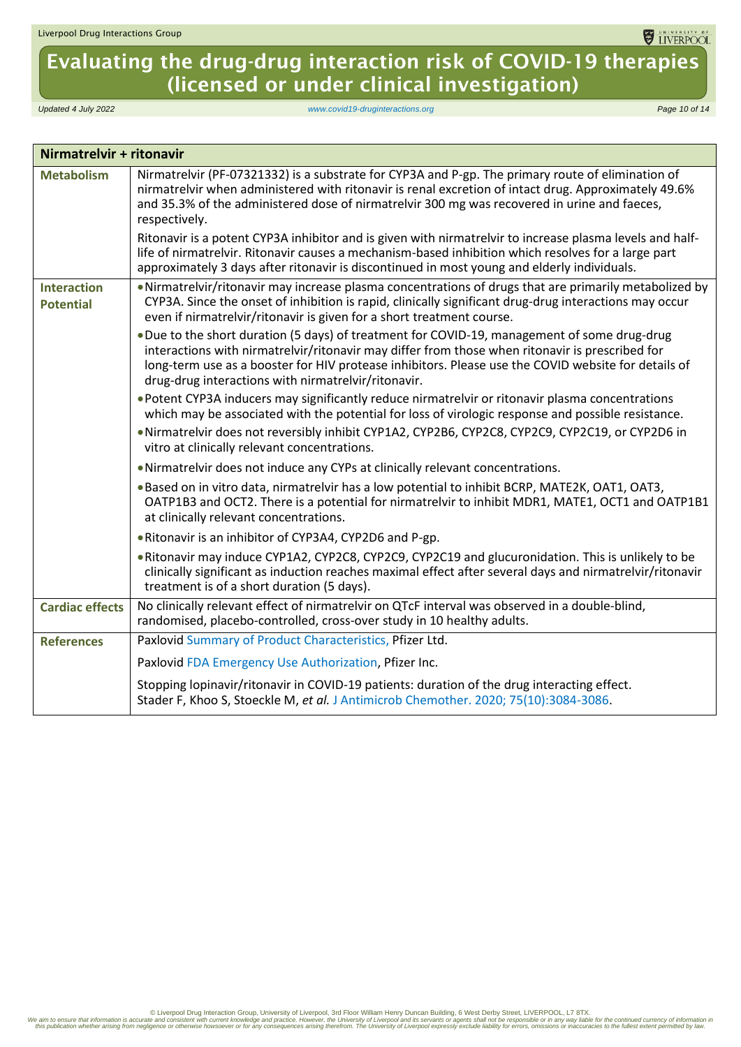| Nirmatrelvir + ritonavir | |
|---|---|
| **Metabolism** | Nirmatrelvir (PF-07321332) is a substrate for CYP3A and P-gp. The primary route of elimination of nirmatrelvir when administered with ritonavir is renal excretion of intact drug. Approximately 49.6% and 35.3% of the administered dose of nirmatrelvir 300 mg was recovered in urine and faeces, respectively.<br><br>Ritonavir is a potent CYP3A inhibitor and is given with nirmatrelvir to increase plasma levels and half-life of nirmatrelvir. Ritonavir causes a mechanism-based inhibition which resolves for a large part approximately 3 days after ritonavir is discontinued in most young and elderly individuals. |
| **Interaction Potential** | • Nirmatrelvir/ritonavir may increase plasma concentrations of drugs that are primarily metabolized by CYP3A. Since the onset of inhibition is rapid, clinically significant drug-drug interactions may occur even if nirmatrelvir/ritonavir is given for a short treatment course.<br>• Due to the short duration (5 days) of treatment for COVID-19, management of some drug-drug interactions with nirmatrelvir/ritonavir may differ from those when ritonavir is prescribed for long-term use as a booster for HIV protease inhibitors. Please use the COVID website for details of drug-drug interactions with nirmatrelvir/ritonavir.<br>• Potent CYP3A inducers may significantly reduce nirmatrelvir or ritonavir plasma concentrations which may be associated with the potential for loss of virologic response and possible resistance.<br>• Nirmatrelvir does not reversibly inhibit CYP1A2, CYP2B6, CYP2C8, CYP2C9, CYP2C19, or CYP2D6 in vitro at clinically relevant concentrations.<br>• Nirmatrelvir does not induce any CYPs at clinically relevant concentrations.<br>• Based on in vitro data, nirmatrelvir has a low potential to inhibit BCRP, MATE2K, OAT1, OAT3, OATP1B3 and OCT2. There is a potential for nirmatrelvir to inhibit MDR1, MATE1, OCT1 and OATP1B1 at clinically relevant concentrations.<br>• Ritonavir is an inhibitor of CYP3A4, CYP2D6 and P-gp.<br>• Ritonavir may induce CYP1A2, CYP2C8, CYP2C9, CYP2C19 and glucuronidation. This is unlikely to be clinically significant as induction reaches maximal effect after several days and nirmatrelvir/ritonavir treatment is of a short duration (5 days). |
| **Cardiac effects** | No clinically relevant effect of nirmatrelvir on QTcF interval was observed in a double-blind, randomised, placebo-controlled, cross-over study in 10 healthy adults. |
| **References** | Paxlovid Summary of Product Characteristics, Pfizer Ltd.<br><br>Paxlovid FDA Emergency Use Authorization, Pfizer Inc.<br><br>Stopping lopinavir/ritonavir in COVID-19 patients: duration of the drug interacting effect. Stader F, Khoo S, Stoeckle M, *et al.* J Antimicrob Chemother. 2020; 75(10):3084-3086. |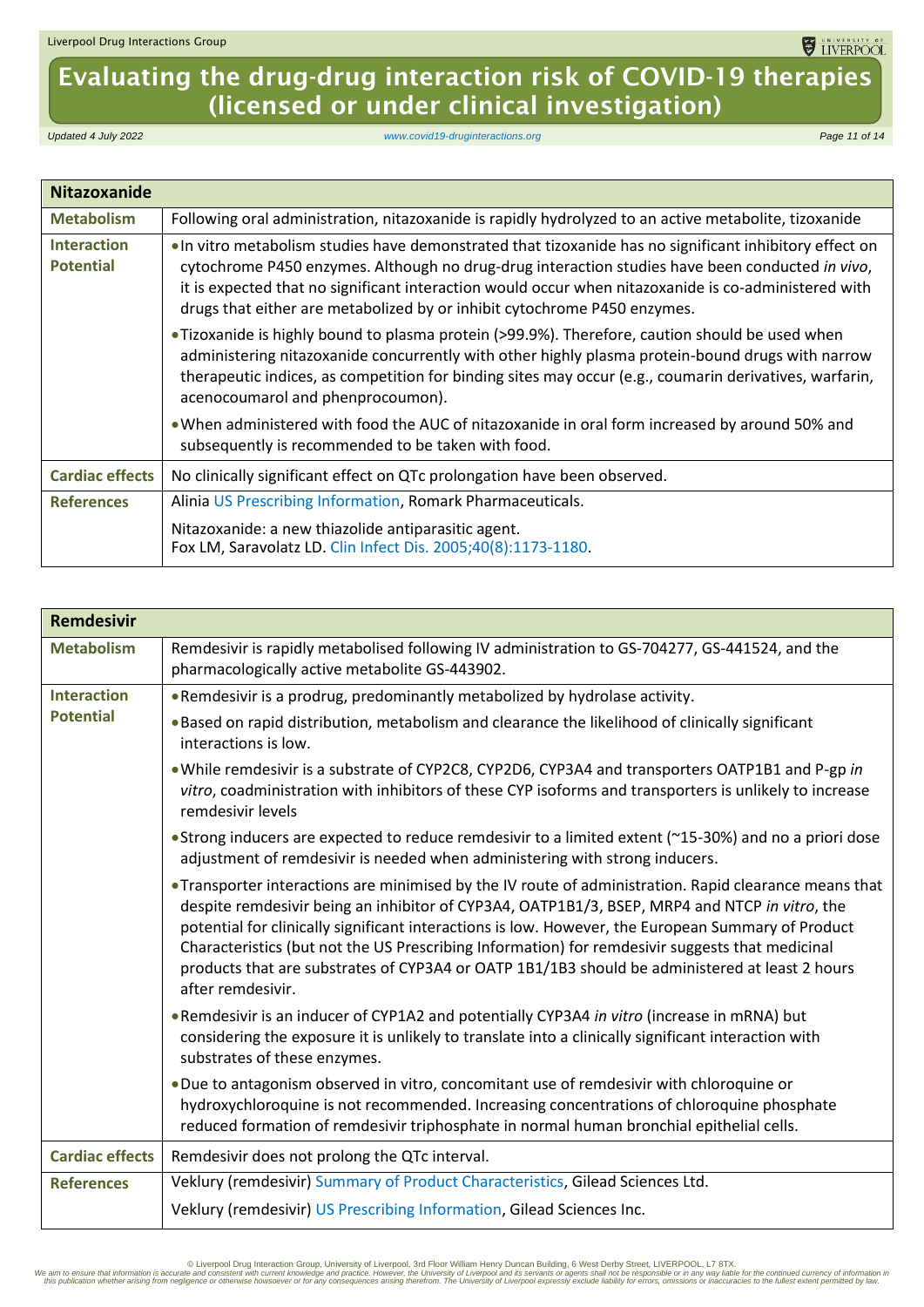| Nitazoxanide | |
|---|---|
| **Metabolism** | Following oral administration, nitazoxanide is rapidly hydrolyzed to an active metabolite, tizoxanide |
| **Interaction Potential** | • In vitro metabolism studies have demonstrated that tizoxanide has no significant inhibitory effect on cytochrome P450 enzymes. Although no drug-drug interaction studies have been conducted *in vivo*, it is expected that no significant interaction would occur when nitazoxanide is co-administered with drugs that either are metabolized by or inhibit cytochrome P450 enzymes.<br>• Tizoxanide is highly bound to plasma protein (>99.9%). Therefore, caution should be used when administering nitazoxanide concurrently with other highly plasma protein-bound drugs with narrow therapeutic indices, as competition for binding sites may occur (e.g., coumarin derivatives, warfarin, acenocoumarol and phenprocoumon).<br>• When administered with food the AUC of nitazoxanide in oral form increased by around 50% and subsequently is recommended to be taken with food. |
| **Cardiac effects** | No clinically significant effect on QTc prolongation have been observed. |
| **References** | Alinia US Prescribing Information, Romark Pharmaceuticals.<br><br>Nitazoxanide: a new thiazolide antiparasitic agent.<br>Fox LM, Saravolatz LD. Clin Infect Dis. 2005;40(8):1173-1180. |

| Remdesivir | |
|---|---|
| **Metabolism** | Remdesivir is rapidly metabolised following IV administration to GS-704277, GS-441524, and the pharmacologically active metabolite GS-443902. |
| **Interaction Potential** | • Remdesivir is a prodrug, predominantly metabolized by hydrolase activity.<br>• Based on rapid distribution, metabolism and clearance the likelihood of clinically significant interactions is low.<br>• While remdesivir is a substrate of CYP2C8, CYP2D6, CYP3A4 and transporters OATP1B1 and P-gp *in vitro*, coadministration with inhibitors of these CYP isoforms and transporters is unlikely to increase remdesivir levels<br>• Strong inducers are expected to reduce remdesivir to a limited extent (~15-30%) and no a priori dose adjustment of remdesivir is needed when administering with strong inducers.<br>• Transporter interactions are minimised by the IV route of administration. Rapid clearance means that despite remdesivir being an inhibitor of CYP3A4, OATP1B1/3, BSEP, MRP4 and NTCP *in vitro*, the potential for clinically significant interactions is low. However, the European Summary of Product Characteristics (but not the US Prescribing Information) for remdesivir suggests that medicinal products that are substrates of CYP3A4 or OATP 1B1/1B3 should be administered at least 2 hours after remdesivir.<br>• Remdesivir is an inducer of CYP1A2 and potentially CYP3A4 *in vitro* (increase in mRNA) but considering the exposure it is unlikely to translate into a clinically significant interaction with substrates of these enzymes.<br>• Due to antagonism observed in vitro, concomitant use of remdesivir with chloroquine or hydroxychloroquine is not recommended. Increasing concentrations of chloroquine phosphate reduced formation of remdesivir triphosphate in normal human bronchial epithelial cells. |
| **Cardiac effects** | Remdesivir does not prolong the QTc interval. |
| **References** | Veklury (remdesivir) Summary of Product Characteristics, Gilead Sciences Ltd.<br><br>Veklury (remdesivir) US Prescribing Information, Gilead Sciences Inc. |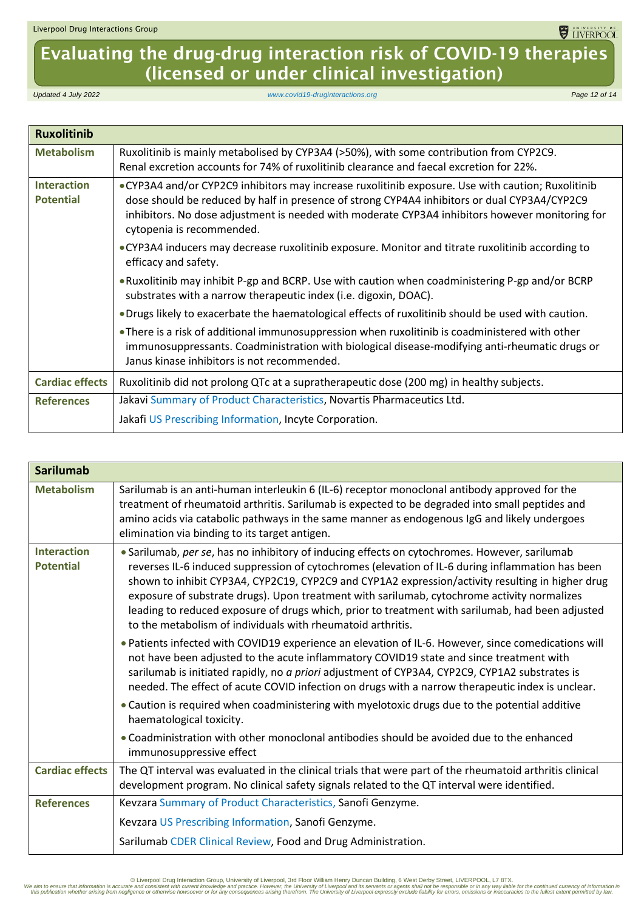| Ruxolitinib | |
|---|---|
| **Metabolism** | Ruxolitinib is mainly metabolised by CYP3A4 (>50%), with some contribution from CYP2C9. Renal excretion accounts for 74% of ruxolitinib clearance and faecal excretion for 22%. |
| **Interaction Potential** | • CYP3A4 and/or CYP2C9 inhibitors may increase ruxolitinib exposure. Use with caution; Ruxolitinib dose should be reduced by half in presence of strong CYP4A4 inhibitors or dual CYP3A4/CYP2C9 inhibitors. No dose adjustment is needed with moderate CYP3A4 inhibitors however monitoring for cytopenia is recommended.<br>• CYP3A4 inducers may decrease ruxolitinib exposure. Monitor and titrate ruxolitinib according to efficacy and safety.<br>• Ruxolitinib may inhibit P-gp and BCRP. Use with caution when coadministering P-gp and/or BCRP substrates with a narrow therapeutic index (i.e. digoxin, DOAC).<br>• Drugs likely to exacerbate the haematological effects of ruxolitinib should be used with caution.<br>• There is a risk of additional immunosuppression when ruxolitinib is coadministered with other immunosuppressants. Coadministration with biological disease-modifying anti-rheumatic drugs or Janus kinase inhibitors is not recommended. |
| **Cardiac effects** | Ruxolitinib did not prolong QTc at a supratherapeutic dose (200 mg) in healthy subjects. |
| **References** | Jakavi Summary of Product Characteristics, Novartis Pharmaceutics Ltd.<br>Jakafi US Prescribing Information, Incyte Corporation. |

| Sarilumab | |
|---|---|
| **Metabolism** | Sarilumab is an anti-human interleukin 6 (IL-6) receptor monoclonal antibody approved for the treatment of rheumatoid arthritis. Sarilumab is expected to be degraded into small peptides and amino acids via catabolic pathways in the same manner as endogenous IgG and likely undergoes elimination via binding to its target antigen. |
| **Interaction Potential** | • Sarilumab, *per se*, has no inhibitory of inducing effects on cytochromes. However, sarilumab reverses IL-6 induced suppression of cytochromes (elevation of IL-6 during inflammation has been shown to inhibit CYP3A4, CYP2C19, CYP2C9 and CYP1A2 expression/activity resulting in higher drug exposure of substrate drugs). Upon treatment with sarilumab, cytochrome activity normalizes leading to reduced exposure of drugs which, prior to treatment with sarilumab, had been adjusted to the metabolism of individuals with rheumatoid arthritis.<br>• Patients infected with COVID19 experience an elevation of IL-6. However, since comedications will not have been adjusted to the acute inflammatory COVID19 state and since treatment with sarilumab is initiated rapidly, no *a priori* adjustment of CYP3A4, CYP2C9, CYP1A2 substrates is needed. The effect of acute COVID infection on drugs with a narrow therapeutic index is unclear.<br>• Caution is required when coadministering with myelotoxic drugs due to the potential additive haematological toxicity.<br>• Coadministration with other monoclonal antibodies should be avoided due to the enhanced immunosuppressive effect |
| **Cardiac effects** | The QT interval was evaluated in the clinical trials that were part of the rheumatoid arthritis clinical development program. No clinical safety signals related to the QT interval were identified. |
| **References** | Kevzara Summary of Product Characteristics, Sanofi Genzyme.<br>Kevzara US Prescribing Information, Sanofi Genzyme.<br>Sarilumab CDER Clinical Review, Food and Drug Administration. |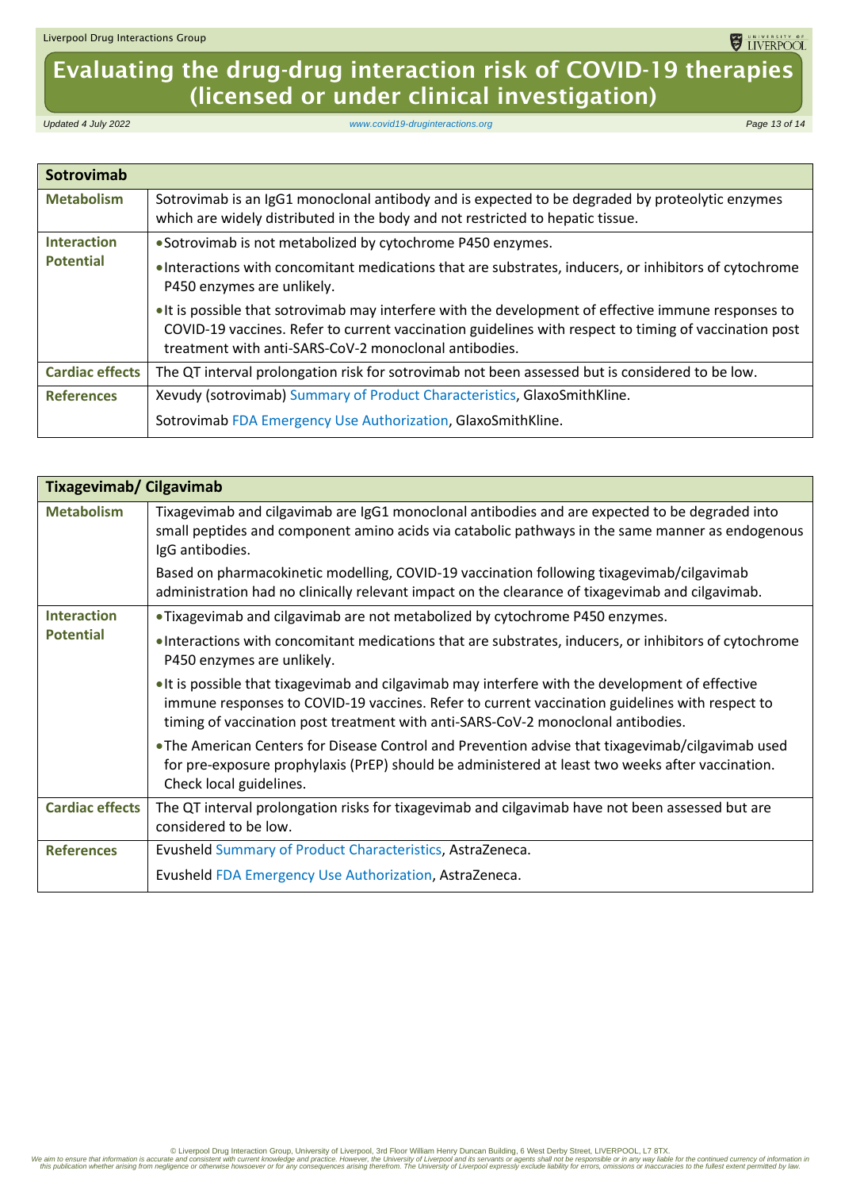| Sotrovimab | |
|---|---|
| **Metabolism** | Sotrovimab is an IgG1 monoclonal antibody and is expected to be degraded by proteolytic enzymes which are widely distributed in the body and not restricted to hepatic tissue. |
| **Interaction Potential** | • Sotrovimab is not metabolized by cytochrome P450 enzymes.<br>• Interactions with concomitant medications that are substrates, inducers, or inhibitors of cytochrome P450 enzymes are unlikely.<br>• It is possible that sotrovimab may interfere with the development of effective immune responses to COVID-19 vaccines. Refer to current vaccination guidelines with respect to timing of vaccination post treatment with anti-SARS-CoV-2 monoclonal antibodies. |
| **Cardiac effects** | The QT interval prolongation risk for sotrovimab not been assessed but is considered to be low. |
| **References** | Xevudy (sotrovimab) Summary of Product Characteristics, GlaxoSmithKline.<br>Sotrovimab FDA Emergency Use Authorization, GlaxoSmithKline. |

| Tixagevimab/ Cilgavimab | |
|---|---|
| **Metabolism** | Tixagevimab and cilgavimab are IgG1 monoclonal antibodies and are expected to be degraded into small peptides and component amino acids via catabolic pathways in the same manner as endogenous IgG antibodies.<br>Based on pharmacokinetic modelling, COVID-19 vaccination following tixagevimab/cilgavimab administration had no clinically relevant impact on the clearance of tixagevimab and cilgavimab. |
| **Interaction Potential** | • Tixagevimab and cilgavimab are not metabolized by cytochrome P450 enzymes.<br>• Interactions with concomitant medications that are substrates, inducers, or inhibitors of cytochrome P450 enzymes are unlikely.<br>• It is possible that tixagevimab and cilgavimab may interfere with the development of effective immune responses to COVID-19 vaccines. Refer to current vaccination guidelines with respect to timing of vaccination post treatment with anti-SARS-CoV-2 monoclonal antibodies.<br>• The American Centers for Disease Control and Prevention advise that tixagevimab/cilgavimab used for pre-exposure prophylaxis (PrEP) should be administered at least two weeks after vaccination. Check local guidelines. |
| **Cardiac effects** | The QT interval prolongation risks for tixagevimab and cilgavimab have not been assessed but are considered to be low. |
| **References** | Evusheld Summary of Product Characteristics, AstraZeneca.<br>Evusheld FDA Emergency Use Authorization, AstraZeneca. |

© Liverpool Drug Interaction Group, University of Liverpool, 3rd Floor William Henry Duncan Building, 6 West Derby Street, LIVERPOOL, L7 8TX.

*We aim to ensure that information is accurate and consistent with current knowledge and practice. However, the University of Liverpool and its servants or agents shall not be responsible or in any way liable for the continued currency of information in this publication whether arising from negligence or otherwise howsoever or for any consequences arising therefrom. The University of Liverpool expressly exclude liability for errors, omissions or inaccuracies to the fullest extent permitted by law.*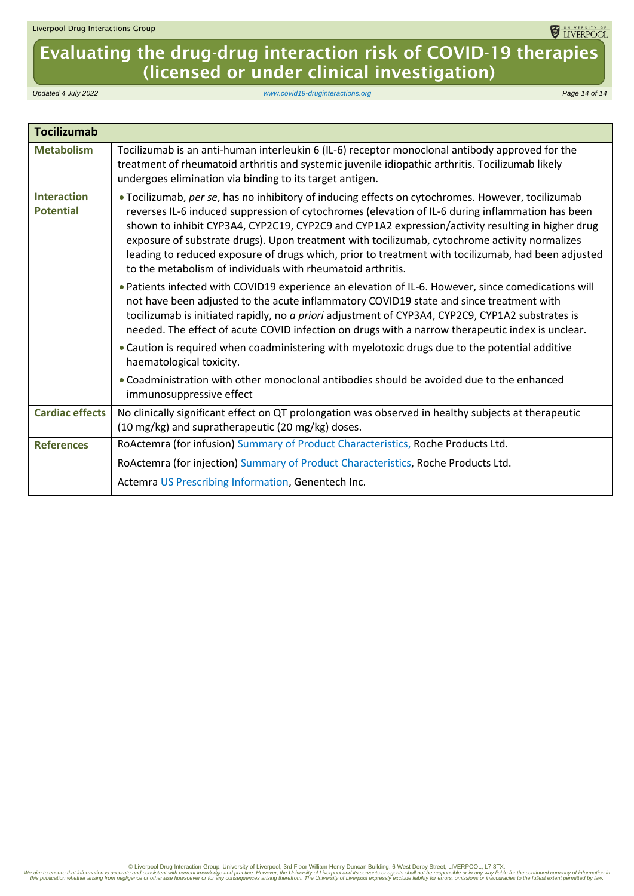| Tocilizumab | |
|---|---|
| **Metabolism** | Tocilizumab is an anti-human interleukin 6 (IL-6) receptor monoclonal antibody approved for the treatment of rheumatoid arthritis and systemic juvenile idiopathic arthritis. Tocilizumab likely undergoes elimination via binding to its target antigen. |
| **Interaction Potential** | • Tocilizumab, *per se*, has no inhibitory of inducing effects on cytochromes. However, tocilizumab reverses IL-6 induced suppression of cytochromes (elevation of IL-6 during inflammation has been shown to inhibit CYP3A4, CYP2C19, CYP2C9 and CYP1A2 expression/activity resulting in higher drug exposure of substrate drugs). Upon treatment with tocilizumab, cytochrome activity normalizes leading to reduced exposure of drugs which, prior to treatment with tocilizumab, had been adjusted to the metabolism of individuals with rheumatoid arthritis.<br>• Patients infected with COVID19 experience an elevation of IL-6. However, since comedications will not have been adjusted to the acute inflammatory COVID19 state and since treatment with tocilizumab is initiated rapidly, no *a priori* adjustment of CYP3A4, CYP2C9, CYP1A2 substrates is needed. The effect of acute COVID infection on drugs with a narrow therapeutic index is unclear.<br>• Caution is required when coadministering with myelotoxic drugs due to the potential additive haematological toxicity.<br>• Coadministration with other monoclonal antibodies should be avoided due to the enhanced immunosuppressive effect |
| **Cardiac effects** | No clinically significant effect on QT prolongation was observed in healthy subjects at therapeutic (10 mg/kg) and supratherapeutic (20 mg/kg) doses. |
| **References** | RoActemra (for infusion) Summary of Product Characteristics, Roche Products Ltd.<br>RoActemra (for injection) Summary of Product Characteristics, Roche Products Ltd.<br>Actemra US Prescribing Information, Genentech Inc. |